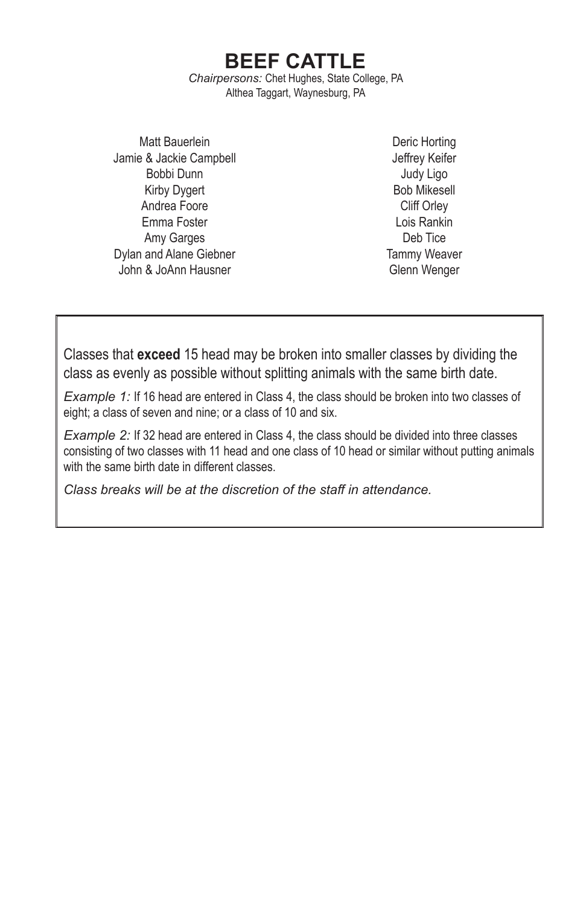# BEEF CATTLE

*Chairpersons:* Chet Hughes, State College, PA
Althea Taggart, Waynesburg, PA

Matt Bauerlein
Jamie & Jackie Campbell
Bobbi Dunn
Kirby Dygert
Andrea Foore
Emma Foster
Amy Garges
Dylan and Alane Giebner
John & JoAnn Hausner
Deric Horting
Jeffrey Keifer
Judy Ligo
Bob Mikesell
Cliff Orley
Lois Rankin
Deb Tice
Tammy Weaver
Glenn Wenger

Classes that **exceed** 15 head may be broken into smaller classes by dividing the class as evenly as possible without splitting animals with the same birth date.

*Example 1:* If 16 head are entered in Class 4, the class should be broken into two classes of eight; a class of seven and nine; or a class of 10 and six.

*Example 2:* If 32 head are entered in Class 4, the class should be divided into three classes consisting of two classes with 11 head and one class of 10 head or similar without putting animals with the same birth date in different classes.

*Class breaks will be at the discretion of the staff in attendance.*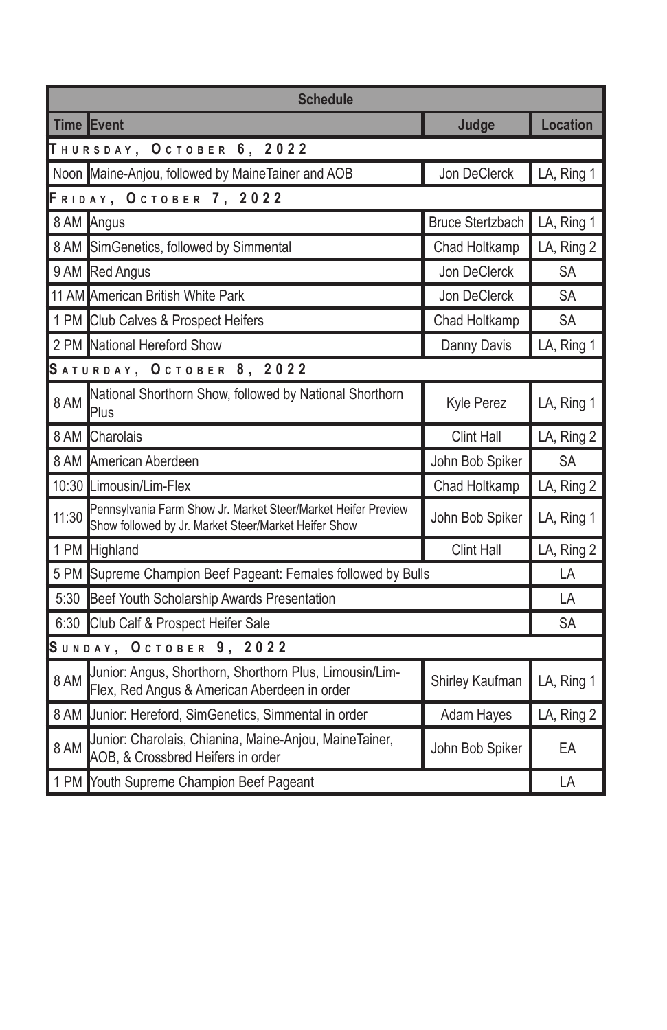| Time | Event | Judge | Location |
|---|---|---|---|
| **Thursday, October 6, 2022** | | | |
| Noon | Maine-Anjou, followed by MaineTainer and AOB | Jon DeClerck | LA, Ring 1 |
| **Friday, October 7, 2022** | | | |
| 8 AM | Angus | Bruce Stertzbach | LA, Ring 1 |
| 8 AM | SimGenetics, followed by Simmental | Chad Holtkamp | LA, Ring 2 |
| 9 AM | Red Angus | Jon DeClerck | SA |
| 11 AM | American British White Park | Jon DeClerck | SA |
| 1 PM | Club Calves & Prospect Heifers | Chad Holtkamp | SA |
| 2 PM | National Hereford Show | Danny Davis | LA, Ring 1 |
| **Saturday, October 8, 2022** | | | |
| 8 AM | National Shorthorn Show, followed by National Shorthorn Plus | Kyle Perez | LA, Ring 1 |
| 8 AM | Charolais | Clint Hall | LA, Ring 2 |
| 8 AM | American Aberdeen | John Bob Spiker | SA |
| 10:30 | Limousin/Lim-Flex | Chad Holtkamp | LA, Ring 2 |
| 11:30 | Pennsylvania Farm Show Jr. Market Steer/Market Heifer Preview Show followed by Jr. Market Steer/Market Heifer Show | John Bob Spiker | LA, Ring 1 |
| 1 PM | Highland | Clint Hall | LA, Ring 2 |
| 5 PM | Supreme Champion Beef Pageant: Females followed by Bulls | | LA |
| 5:30 | Beef Youth Scholarship Awards Presentation | | LA |
| 6:30 | Club Calf & Prospect Heifer Sale | | SA |
| **Sunday, October 9, 2022** | | | |
| 8 AM | Junior: Angus, Shorthorn, Shorthorn Plus, Limousin/Lim-Flex, Red Angus & American Aberdeen in order | Shirley Kaufman | LA, Ring 1 |
| 8 AM | Junior: Hereford, SimGenetics, Simmental in order | Adam Hayes | LA, Ring 2 |
| 8 AM | Junior: Charolais, Chianina, Maine-Anjou, MaineTainer, AOB, & Crossbred Heifers in order | John Bob Spiker | EA |
| 1 PM | Youth Supreme Champion Beef Pageant | | LA |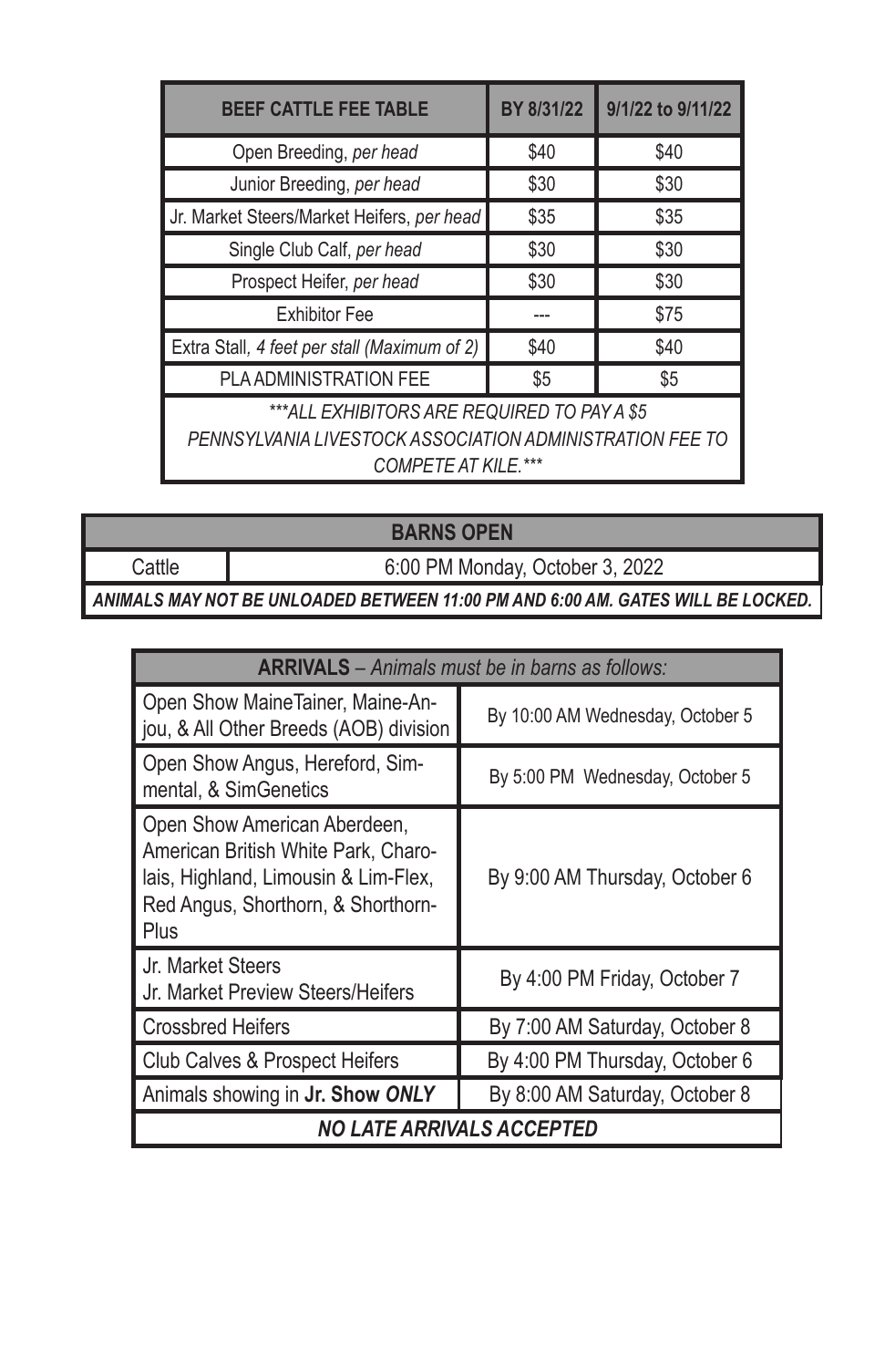| BEEF CATTLE FEE TABLE | BY 8/31/22 | 9/1/22 to 9/11/22 |
|---|---|---|
| Open Breeding, *per head* | $40 | $40 |
| Junior Breeding, *per head* | $30 | $30 |
| Jr. Market Steers/Market Heifers, *per head* | $35 | $35 |
| Single Club Calf, *per head* | $30 | $30 |
| Prospect Heifer, *per head* | $30 | $30 |
| Exhibitor Fee | --- | $75 |
| Extra Stall, *4 feet per stall (Maximum of 2)* | $40 | $40 |
| PLA ADMINISTRATION FEE | $5 | $5 |
| *\*\*\*ALL EXHIBITORS ARE REQUIRED TO PAY A $5 PENNSYLVANIA LIVESTOCK ASSOCIATION ADMINISTRATION FEE TO COMPETE AT KILE.\*\*\** | | |

| BARNS OPEN | |
|---|---|
| Cattle | 6:00 PM Monday, October 3, 2022 |
| ***ANIMALS MAY NOT BE UNLOADED BETWEEN 11:00 PM AND 6:00 AM. GATES WILL BE LOCKED.*** | |

| **ARRIVALS** – *Animals must be in barns as follows:* | |
|---|---|
| Open Show MaineTainer, Maine-Anjou, & All Other Breeds (AOB) division | By 10:00 AM Wednesday, October 5 |
| Open Show Angus, Hereford, Simmental, & SimGenetics | By 5:00 PM Wednesday, October 5 |
| Open Show American Aberdeen, American British White Park, Charolais, Highland, Limousin & Lim-Flex, Red Angus, Shorthorn, & ShorthornPlus | By 9:00 AM Thursday, October 6 |
| Jr. Market Steers<br>Jr. Market Preview Steers/Heifers | By 4:00 PM Friday, October 7 |
| Crossbred Heifers | By 7:00 AM Saturday, October 8 |
| Club Calves & Prospect Heifers | By 4:00 PM Thursday, October 6 |
| Animals showing in **Jr. Show *ONLY*** | By 8:00 AM Saturday, October 8 |
| ***NO LATE ARRIVALS ACCEPTED*** | |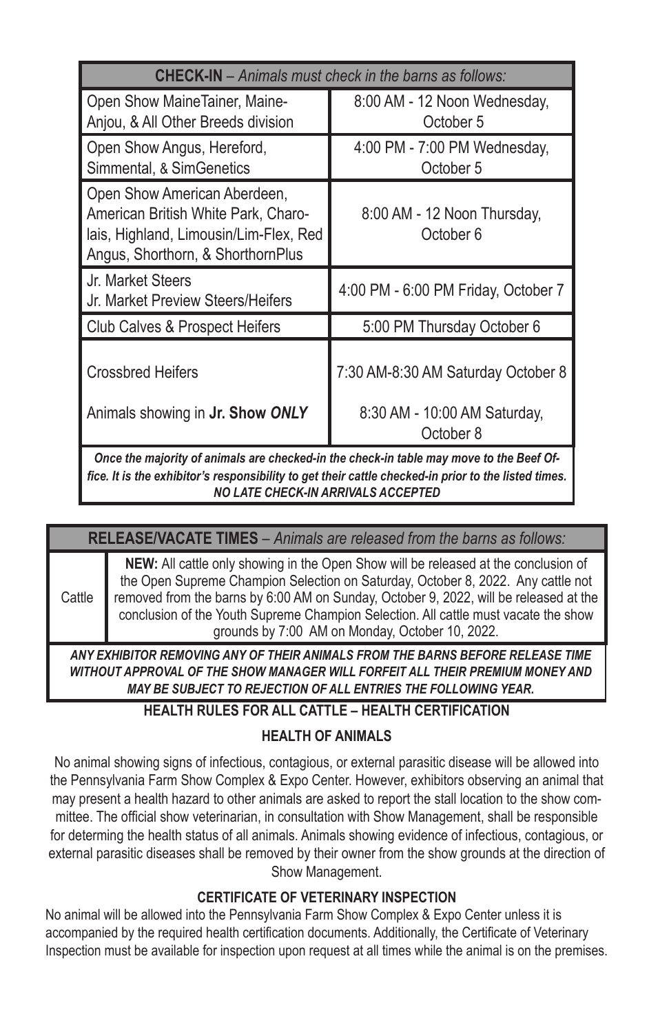| **CHECK-IN** – *Animals must check in the barns as follows:* | |
|---|---|
| Open Show MaineTainer, Maine-Anjou, & All Other Breeds division | 8:00 AM - 12 Noon Wednesday, October 5 |
| Open Show Angus, Hereford, Simmental, & SimGenetics | 4:00 PM - 7:00 PM Wednesday, October 5 |
| Open Show American Aberdeen, American British White Park, Charolais, Highland, Limousin/Lim-Flex, Red Angus, Shorthorn, & ShorthornPlus | 8:00 AM - 12 Noon Thursday, October 6 |
| Jr. Market Steers<br>Jr. Market Preview Steers/Heifers | 4:00 PM - 6:00 PM Friday, October 7 |
| Club Calves & Prospect Heifers | 5:00 PM Thursday October 6 |
| Crossbred Heifers<br><br>Animals showing in **Jr. Show *ONLY*** | 7:30 AM-8:30 AM Saturday October 8<br><br>8:30 AM - 10:00 AM Saturday, October 8 |

***Once the majority of animals are checked-in the check-in table may move to the Beef Office. It is the exhibitor's responsibility to get their cattle checked-in prior to the listed times. NO LATE CHECK-IN ARRIVALS ACCEPTED***

| **RELEASE/VACATE TIMES** – *Animals are released from the barns as follows:* | |
|---|---|
| Cattle | **NEW:** All cattle only showing in the Open Show will be released at the conclusion of the Open Supreme Champion Selection on Saturday, October 8, 2022. Any cattle not removed from the barns by 6:00 AM on Sunday, October 9, 2022, will be released at the conclusion of the Youth Supreme Champion Selection. All cattle must vacate the show grounds by 7:00 AM on Monday, October 10, 2022. |

***ANY EXHIBITOR REMOVING ANY OF THEIR ANIMALS FROM THE BARNS BEFORE RELEASE TIME WITHOUT APPROVAL OF THE SHOW MANAGER WILL FORFEIT ALL THEIR PREMIUM MONEY AND MAY BE SUBJECT TO REJECTION OF ALL ENTRIES THE FOLLOWING YEAR.***

## HEALTH RULES FOR ALL CATTLE – HEALTH CERTIFICATION

### HEALTH OF ANIMALS

No animal showing signs of infectious, contagious, or external parasitic disease will be allowed into the Pennsylvania Farm Show Complex & Expo Center. However, exhibitors observing an animal that may present a health hazard to other animals are asked to report the stall location to the show committee. The official show veterinarian, in consultation with Show Management, shall be responsible for determing the health status of all animals. Animals showing evidence of infectious, contagious, or external parasitic diseases shall be removed by their owner from the show grounds at the direction of Show Management.

### CERTIFICATE OF VETERINARY INSPECTION

No animal will be allowed into the Pennsylvania Farm Show Complex & Expo Center unless it is accompanied by the required health certification documents. Additionally, the Certificate of Veterinary Inspection must be available for inspection upon request at all times while the animal is on the premises.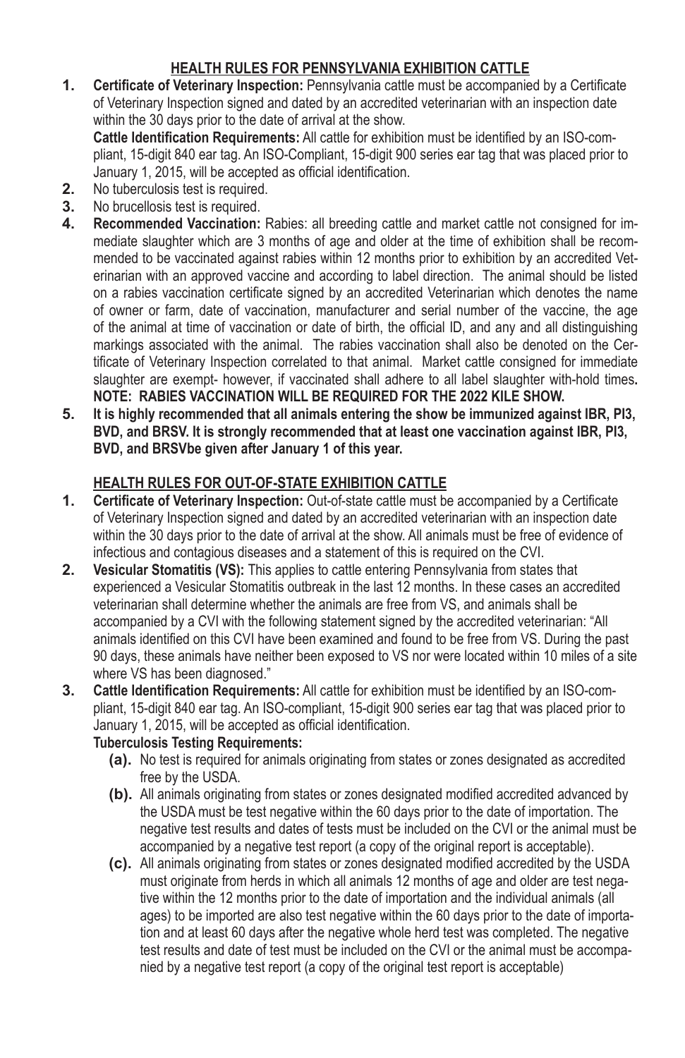## HEALTH RULES FOR PENNSYLVANIA EXHIBITION CATTLE

1. **Certificate of Veterinary Inspection:** Pennsylvania cattle must be accompanied by a Certificate of Veterinary Inspection signed and dated by an accredited veterinarian with an inspection date within the 30 days prior to the date of arrival at the show.
   **Cattle Identification Requirements:** All cattle for exhibition must be identified by an ISO-compliant, 15-digit 840 ear tag. An ISO-Compliant, 15-digit 900 series ear tag that was placed prior to January 1, 2015, will be accepted as official identification.
2. No tuberculosis test is required.
3. No brucellosis test is required.
4. **Recommended Vaccination:** Rabies: all breeding cattle and market cattle not consigned for immediate slaughter which are 3 months of age and older at the time of exhibition shall be recommended to be vaccinated against rabies within 12 months prior to exhibition by an accredited Veterinarian with an approved vaccine and according to label direction. The animal should be listed on a rabies vaccination certificate signed by an accredited Veterinarian which denotes the name of owner or farm, date of vaccination, manufacturer and serial number of the vaccine, the age of the animal at time of vaccination or date of birth, the official ID, and any and all distinguishing markings associated with the animal. The rabies vaccination shall also be denoted on the Certificate of Veterinary Inspection correlated to that animal. Market cattle consigned for immediate slaughter are exempt- however, if vaccinated shall adhere to all label slaughter with-hold times**.**
   **NOTE: RABIES VACCINATION WILL BE REQUIRED FOR THE 2022 KILE SHOW.**
5. **It is highly recommended that all animals entering the show be immunized against IBR, PI3, BVD, and BRSV. It is strongly recommended that at least one vaccination against IBR, PI3, BVD, and BRSVbe given after January 1 of this year.**

## HEALTH RULES FOR OUT-OF-STATE EXHIBITION CATTLE

1. **Certificate of Veterinary Inspection:** Out-of-state cattle must be accompanied by a Certificate of Veterinary Inspection signed and dated by an accredited veterinarian with an inspection date within the 30 days prior to the date of arrival at the show. All animals must be free of evidence of infectious and contagious diseases and a statement of this is required on the CVI.
2. **Vesicular Stomatitis (VS):** This applies to cattle entering Pennsylvania from states that experienced a Vesicular Stomatitis outbreak in the last 12 months. In these cases an accredited veterinarian shall determine whether the animals are free from VS, and animals shall be accompanied by a CVI with the following statement signed by the accredited veterinarian: "All animals identified on this CVI have been examined and found to be free from VS. During the past 90 days, these animals have neither been exposed to VS nor were located within 10 miles of a site where VS has been diagnosed."
3. **Cattle Identification Requirements:** All cattle for exhibition must be identified by an ISO-compliant, 15-digit 840 ear tag. An ISO-compliant, 15-digit 900 series ear tag that was placed prior to January 1, 2015, will be accepted as official identification.
   **Tuberculosis Testing Requirements:**
   **(a).** No test is required for animals originating from states or zones designated as accredited free by the USDA.
   **(b).** All animals originating from states or zones designated modified accredited advanced by the USDA must be test negative within the 60 days prior to the date of importation. The negative test results and dates of tests must be included on the CVI or the animal must be accompanied by a negative test report (a copy of the original report is acceptable).
   **(c).** All animals originating from states or zones designated modified accredited by the USDA must originate from herds in which all animals 12 months of age and older are test negative within the 12 months prior to the date of importation and the individual animals (all ages) to be imported are also test negative within the 60 days prior to the date of importation and at least 60 days after the negative whole herd test was completed. The negative test results and date of test must be included on the CVI or the animal must be accompanied by a negative test report (a copy of the original test report is acceptable)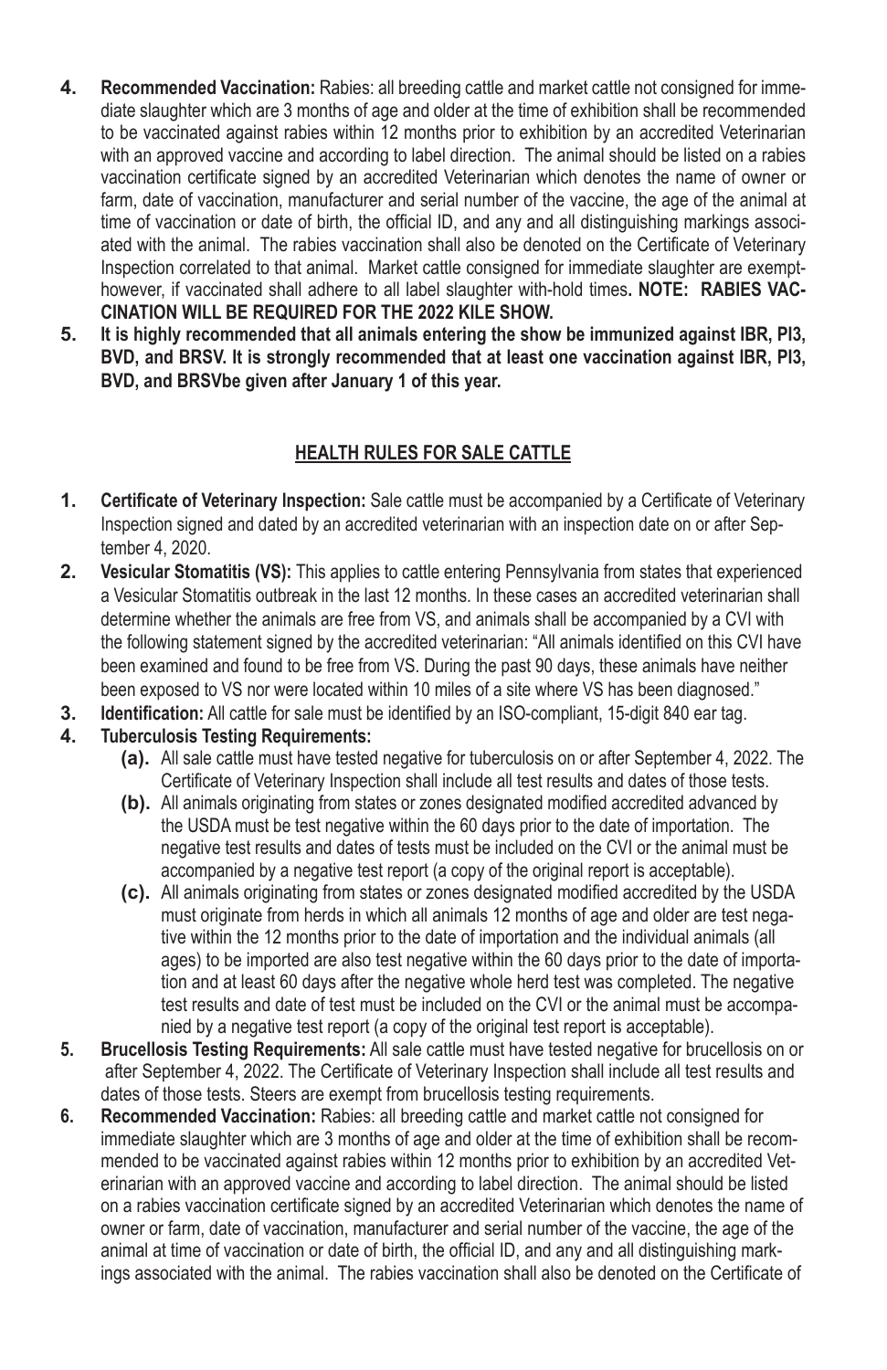4. **Recommended Vaccination:** Rabies: all breeding cattle and market cattle not consigned for immediate slaughter which are 3 months of age and older at the time of exhibition shall be recommended to be vaccinated against rabies within 12 months prior to exhibition by an accredited Veterinarian with an approved vaccine and according to label direction. The animal should be listed on a rabies vaccination certificate signed by an accredited Veterinarian which denotes the name of owner or farm, date of vaccination, manufacturer and serial number of the vaccine, the age of the animal at time of vaccination or date of birth, the official ID, and any and all distinguishing markings associated with the animal. The rabies vaccination shall also be denoted on the Certificate of Veterinary Inspection correlated to that animal. Market cattle consigned for immediate slaughter are exempt- however, if vaccinated shall adhere to all label slaughter with-hold times**. NOTE: RABIES VACCINATION WILL BE REQUIRED FOR THE 2022 KILE SHOW.**
5. **It is highly recommended that all animals entering the show be immunized against IBR, PI3, BVD, and BRSV. It is strongly recommended that at least one vaccination against IBR, PI3, BVD, and BRSVbe given after January 1 of this year.**

## HEALTH RULES FOR SALE CATTLE

1. **Certificate of Veterinary Inspection:** Sale cattle must be accompanied by a Certificate of Veterinary Inspection signed and dated by an accredited veterinarian with an inspection date on or after September 4, 2020.
2. **Vesicular Stomatitis (VS):** This applies to cattle entering Pennsylvania from states that experienced a Vesicular Stomatitis outbreak in the last 12 months. In these cases an accredited veterinarian shall determine whether the animals are free from VS, and animals shall be accompanied by a CVI with the following statement signed by the accredited veterinarian: "All animals identified on this CVI have been examined and found to be free from VS. During the past 90 days, these animals have neither been exposed to VS nor were located within 10 miles of a site where VS has been diagnosed."
3. **Identification:** All cattle for sale must be identified by an ISO-compliant, 15-digit 840 ear tag.
4. **Tuberculosis Testing Requirements:**
   - **(a).** All sale cattle must have tested negative for tuberculosis on or after September 4, 2022. The Certificate of Veterinary Inspection shall include all test results and dates of those tests.
   - **(b).** All animals originating from states or zones designated modified accredited advanced by the USDA must be test negative within the 60 days prior to the date of importation. The negative test results and dates of tests must be included on the CVI or the animal must be accompanied by a negative test report (a copy of the original report is acceptable).
   - **(c).** All animals originating from states or zones designated modified accredited by the USDA must originate from herds in which all animals 12 months of age and older are test negative within the 12 months prior to the date of importation and the individual animals (all ages) to be imported are also test negative within the 60 days prior to the date of importation and at least 60 days after the negative whole herd test was completed. The negative test results and date of test must be included on the CVI or the animal must be accompanied by a negative test report (a copy of the original test report is acceptable).
5. **Brucellosis Testing Requirements:** All sale cattle must have tested negative for brucellosis on or after September 4, 2022. The Certificate of Veterinary Inspection shall include all test results and dates of those tests. Steers are exempt from brucellosis testing requirements.
6. **Recommended Vaccination:** Rabies: all breeding cattle and market cattle not consigned for immediate slaughter which are 3 months of age and older at the time of exhibition shall be recommended to be vaccinated against rabies within 12 months prior to exhibition by an accredited Veterinarian with an approved vaccine and according to label direction. The animal should be listed on a rabies vaccination certificate signed by an accredited Veterinarian which denotes the name of owner or farm, date of vaccination, manufacturer and serial number of the vaccine, the age of the animal at time of vaccination or date of birth, the official ID, and any and all distinguishing markings associated with the animal. The rabies vaccination shall also be denoted on the Certificate of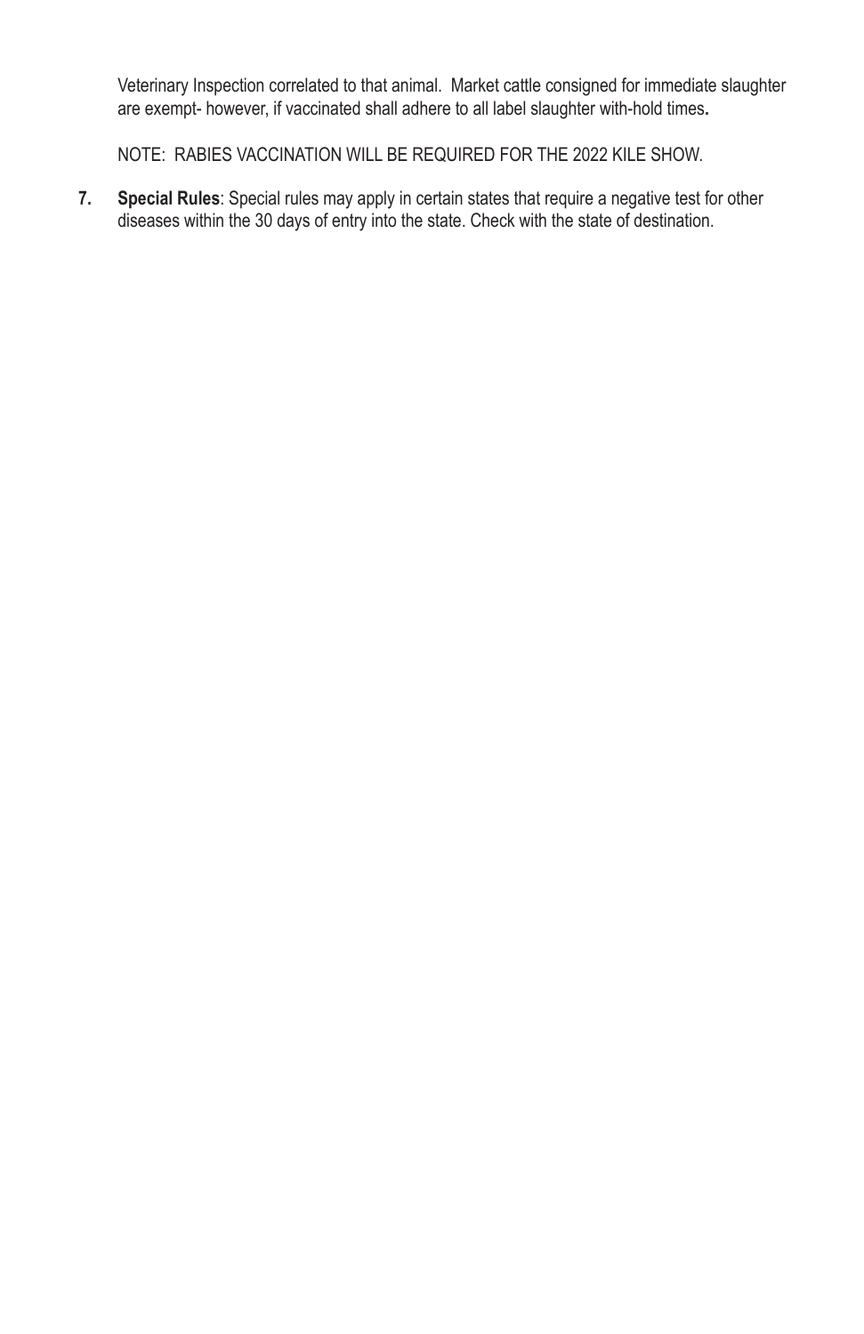Veterinary Inspection correlated to that animal. Market cattle consigned for immediate slaughter are exempt- however, if vaccinated shall adhere to all label slaughter with-hold times**.**

NOTE: RABIES VACCINATION WILL BE REQUIRED FOR THE 2022 KILE SHOW.

**7.** **Special Rules**: Special rules may apply in certain states that require a negative test for other diseases within the 30 days of entry into the state. Check with the state of destination.